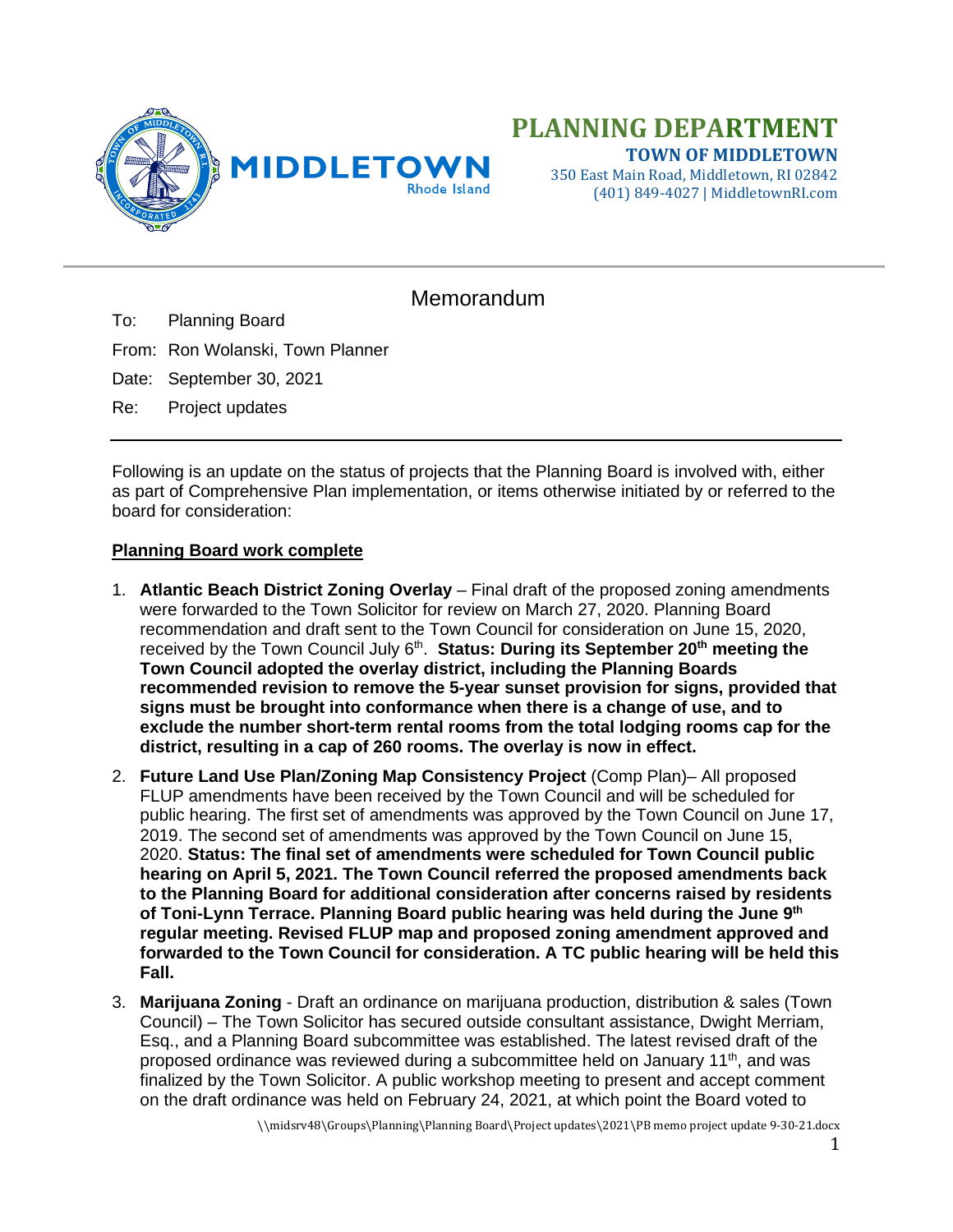# PLANNING DEPARTMENT

**TOWN OF MIDDLETOWN**

350 East Main Road, Middletown, RI 02842
(401) 849-4027 | MiddletownRI.com

## Memorandum

To: Planning Board

From: Ron Wolanski, Town Planner

Date: September 30, 2021

Re: Project updates

---

Following is an update on the status of projects that the Planning Board is involved with, either as part of Comprehensive Plan implementation, or items otherwise initiated by or referred to the board for consideration:

### Planning Board work complete

1. **Atlantic Beach District Zoning Overlay** – Final draft of the proposed zoning amendments were forwarded to the Town Solicitor for review on March 27, 2020. Planning Board recommendation and draft sent to the Town Council for consideration on June 15, 2020, received by the Town Council July 6th. **Status: During its September 20th meeting the Town Council adopted the overlay district, including the Planning Boards recommended revision to remove the 5-year sunset provision for signs, provided that signs must be brought into conformance when there is a change of use, and to exclude the number short-term rental rooms from the total lodging rooms cap for the district, resulting in a cap of 260 rooms. The overlay is now in effect.**

2. **Future Land Use Plan/Zoning Map Consistency Project** (Comp Plan)– All proposed FLUP amendments have been received by the Town Council and will be scheduled for public hearing. The first set of amendments was approved by the Town Council on June 17, 2019. The second set of amendments was approved by the Town Council on June 15, 2020. **Status: The final set of amendments were scheduled for Town Council public hearing on April 5, 2021. The Town Council referred the proposed amendments back to the Planning Board for additional consideration after concerns raised by residents of Toni-Lynn Terrace. Planning Board public hearing was held during the June 9th regular meeting. Revised FLUP map and proposed zoning amendment approved and forwarded to the Town Council for consideration. A TC public hearing will be held this Fall.**

3. **Marijuana Zoning** - Draft an ordinance on marijuana production, distribution & sales (Town Council) – The Town Solicitor has secured outside consultant assistance, Dwight Merriam, Esq., and a Planning Board subcommittee was established. The latest revised draft of the proposed ordinance was reviewed during a subcommittee held on January 11th, and was finalized by the Town Solicitor. A public workshop meeting to present and accept comment on the draft ordinance was held on February 24, 2021, at which point the Board voted to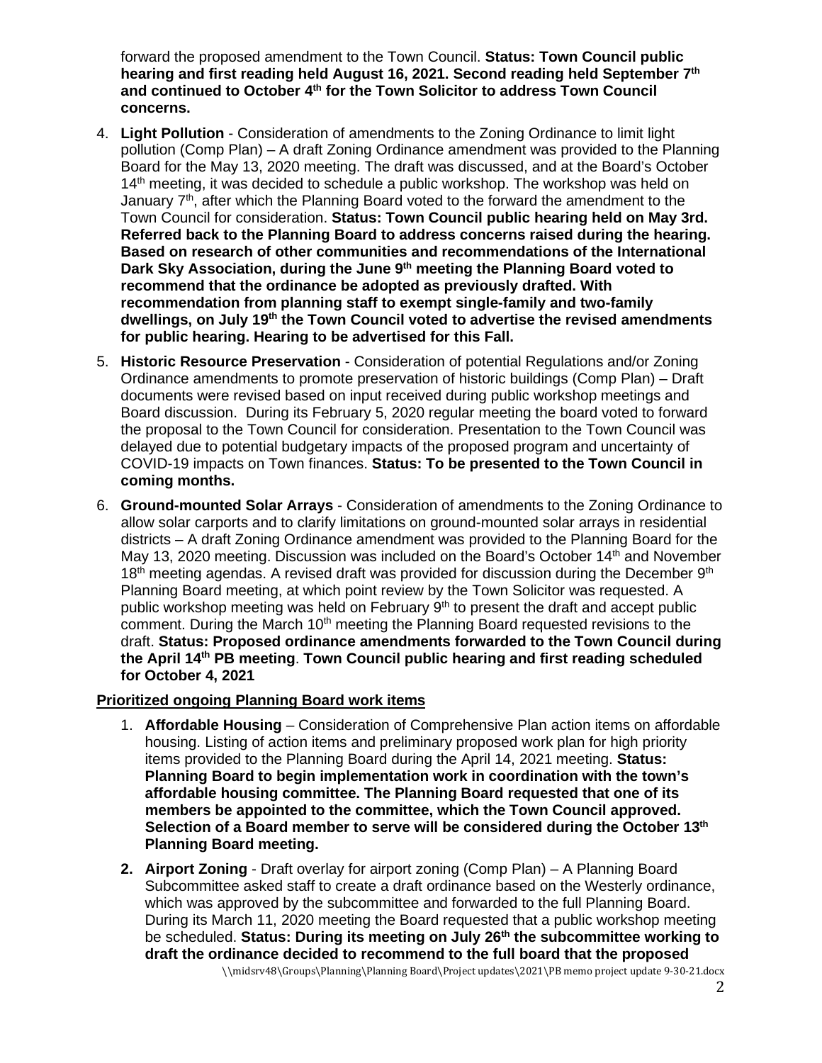forward the proposed amendment to the Town Council. **Status: Town Council public hearing and first reading held August 16, 2021. Second reading held September 7th and continued to October 4th for the Town Solicitor to address Town Council concerns.**

4. **Light Pollution** - Consideration of amendments to the Zoning Ordinance to limit light pollution (Comp Plan) – A draft Zoning Ordinance amendment was provided to the Planning Board for the May 13, 2020 meeting. The draft was discussed, and at the Board's October 14th meeting, it was decided to schedule a public workshop. The workshop was held on January 7th, after which the Planning Board voted to the forward the amendment to the Town Council for consideration. **Status: Town Council public hearing held on May 3rd. Referred back to the Planning Board to address concerns raised during the hearing. Based on research of other communities and recommendations of the International Dark Sky Association, during the June 9th meeting the Planning Board voted to recommend that the ordinance be adopted as previously drafted. With recommendation from planning staff to exempt single-family and two-family dwellings, on July 19th the Town Council voted to advertise the revised amendments for public hearing. Hearing to be advertised for this Fall.**

5. **Historic Resource Preservation** - Consideration of potential Regulations and/or Zoning Ordinance amendments to promote preservation of historic buildings (Comp Plan) – Draft documents were revised based on input received during public workshop meetings and Board discussion. During its February 5, 2020 regular meeting the board voted to forward the proposal to the Town Council for consideration. Presentation to the Town Council was delayed due to potential budgetary impacts of the proposed program and uncertainty of COVID-19 impacts on Town finances. **Status: To be presented to the Town Council in coming months.**

6. **Ground-mounted Solar Arrays** - Consideration of amendments to the Zoning Ordinance to allow solar carports and to clarify limitations on ground-mounted solar arrays in residential districts – A draft Zoning Ordinance amendment was provided to the Planning Board for the May 13, 2020 meeting. Discussion was included on the Board's October 14th and November 18th meeting agendas. A revised draft was provided for discussion during the December 9th Planning Board meeting, at which point review by the Town Solicitor was requested. A public workshop meeting was held on February 9th to present the draft and accept public comment. During the March 10th meeting the Planning Board requested revisions to the draft. **Status: Proposed ordinance amendments forwarded to the Town Council during the April 14th PB meeting**. **Town Council public hearing and first reading scheduled for October 4, 2021**

## Prioritized ongoing Planning Board work items

1. **Affordable Housing** – Consideration of Comprehensive Plan action items on affordable housing. Listing of action items and preliminary proposed work plan for high priority items provided to the Planning Board during the April 14, 2021 meeting. **Status: Planning Board to begin implementation work in coordination with the town's affordable housing committee. The Planning Board requested that one of its members be appointed to the committee, which the Town Council approved. Selection of a Board member to serve will be considered during the October 13th Planning Board meeting.**

2. **Airport Zoning** - Draft overlay for airport zoning (Comp Plan) – A Planning Board Subcommittee asked staff to create a draft ordinance based on the Westerly ordinance, which was approved by the subcommittee and forwarded to the full Planning Board. During its March 11, 2020 meeting the Board requested that a public workshop meeting be scheduled. **Status: During its meeting on July 26th the subcommittee working to draft the ordinance decided to recommend to the full board that the proposed**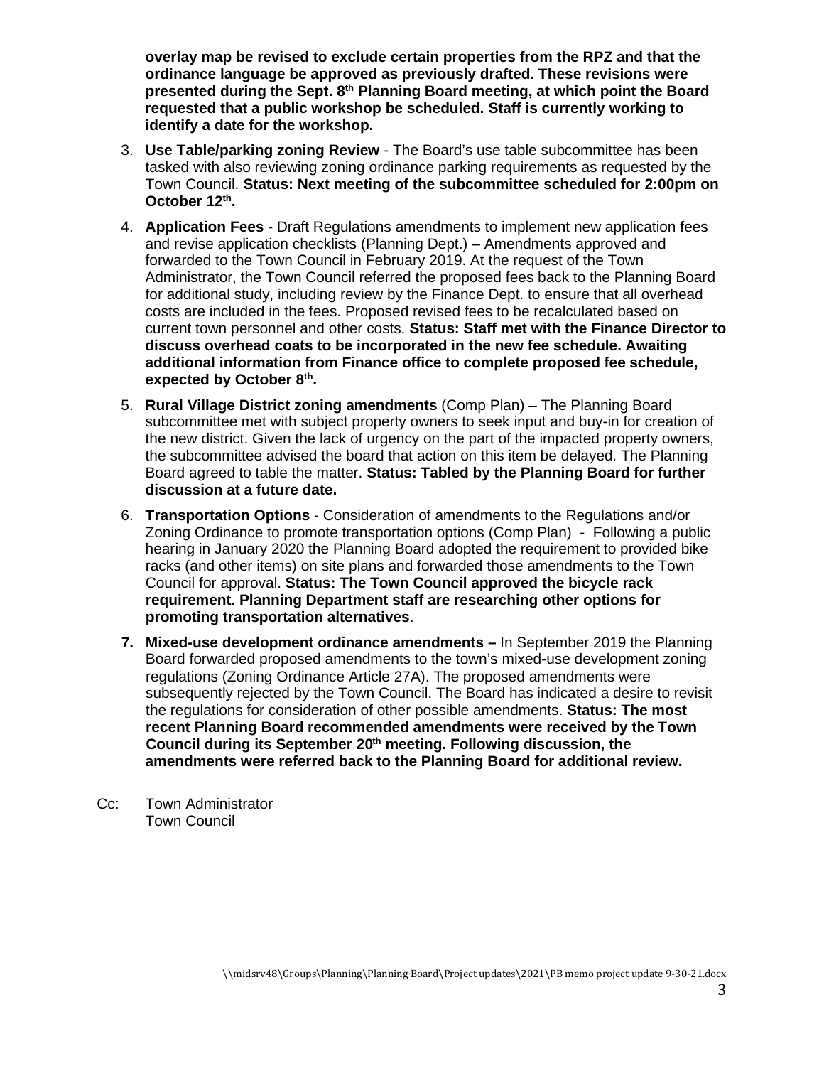**overlay map be revised to exclude certain properties from the RPZ and that the ordinance language be approved as previously drafted. These revisions were presented during the Sept. 8th Planning Board meeting, at which point the Board requested that a public workshop be scheduled. Staff is currently working to identify a date for the workshop.**

3. **Use Table/parking zoning Review** - The Board's use table subcommittee has been tasked with also reviewing zoning ordinance parking requirements as requested by the Town Council. **Status: Next meeting of the subcommittee scheduled for 2:00pm on October 12th.**

4. **Application Fees** - Draft Regulations amendments to implement new application fees and revise application checklists (Planning Dept.) – Amendments approved and forwarded to the Town Council in February 2019. At the request of the Town Administrator, the Town Council referred the proposed fees back to the Planning Board for additional study, including review by the Finance Dept. to ensure that all overhead costs are included in the fees. Proposed revised fees to be recalculated based on current town personnel and other costs. **Status: Staff met with the Finance Director to discuss overhead coats to be incorporated in the new fee schedule. Awaiting additional information from Finance office to complete proposed fee schedule, expected by October 8th.**

5. **Rural Village District zoning amendments** (Comp Plan) – The Planning Board subcommittee met with subject property owners to seek input and buy-in for creation of the new district. Given the lack of urgency on the part of the impacted property owners, the subcommittee advised the board that action on this item be delayed. The Planning Board agreed to table the matter. **Status: Tabled by the Planning Board for further discussion at a future date.**

6. **Transportation Options** - Consideration of amendments to the Regulations and/or Zoning Ordinance to promote transportation options (Comp Plan) - Following a public hearing in January 2020 the Planning Board adopted the requirement to provided bike racks (and other items) on site plans and forwarded those amendments to the Town Council for approval. **Status: The Town Council approved the bicycle rack requirement. Planning Department staff are researching other options for promoting transportation alternatives**.

7. **Mixed-use development ordinance amendments –** In September 2019 the Planning Board forwarded proposed amendments to the town's mixed-use development zoning regulations (Zoning Ordinance Article 27A). The proposed amendments were subsequently rejected by the Town Council. The Board has indicated a desire to revisit the regulations for consideration of other possible amendments. **Status: The most recent Planning Board recommended amendments were received by the Town Council during its September 20th meeting. Following discussion, the amendments were referred back to the Planning Board for additional review.**

Cc: Town Administrator
Town Council

\\midsrv48\Groups\Planning\Planning Board\Project updates\2021\PB memo project update 9-30-21.docx